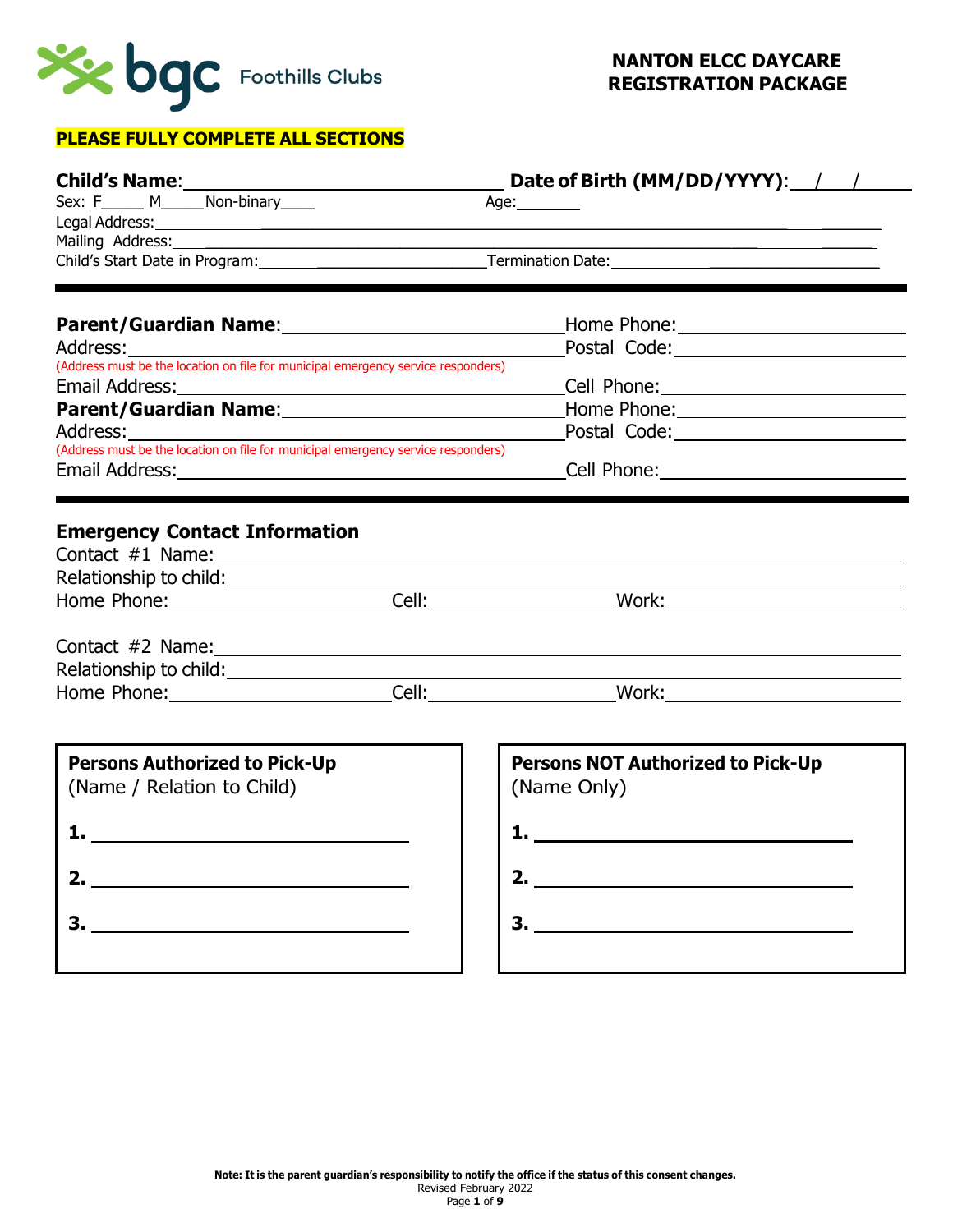bgc Foothills Clubs

# NANTON ELCC DAYCARE REGISTRATION PACKAGE

**PLEASE FULLY COMPLETE ALL SECTIONS**

**Child's Name**:______________________________ **Date of Birth (MM/DD/YYYY)**:___/___/_____

Sex: F_____ M_____ Non-binary____ Age:_______

Legal Address:_______________________________________________________________

Mailing Address:_____________________________________________________________

Child's Start Date in Program:___________________________ Termination Date:___________________________

---

**Parent/Guardian Name**:______________________________ Home Phone:______________________

Address:______________________________________________ Postal Code:______________________

(Address must be the location on file for municipal emergency service responders)

Email Address:________________________________________ Cell Phone:______________________

**Parent/Guardian Name**:______________________________ Home Phone:______________________

Address:______________________________________________ Postal Code:______________________

(Address must be the location on file for municipal emergency service responders)

Email Address:________________________________________ Cell Phone:______________________

---

## Emergency Contact Information

Contact #1 Name:_______________________________________________________________

Relationship to child:___________________________________________________________

Home Phone:____________________ Cell:____________________ Work:____________________

Contact #2 Name:_______________________________________________________________

Relationship to child:___________________________________________________________

Home Phone:____________________ Cell:____________________ Work:____________________

**Persons Authorized to Pick-Up**
(Name / Relation to Child)

**1.** ______________________________

**2.** ______________________________

**3.** ______________________________

**Persons NOT Authorized to Pick-Up**
(Name Only)

**1.** ______________________________

**2.** ______________________________

**3.** ______________________________

**Note: It is the parent guardian's responsibility to notify the office if the status of this consent changes.**

Revised February 2022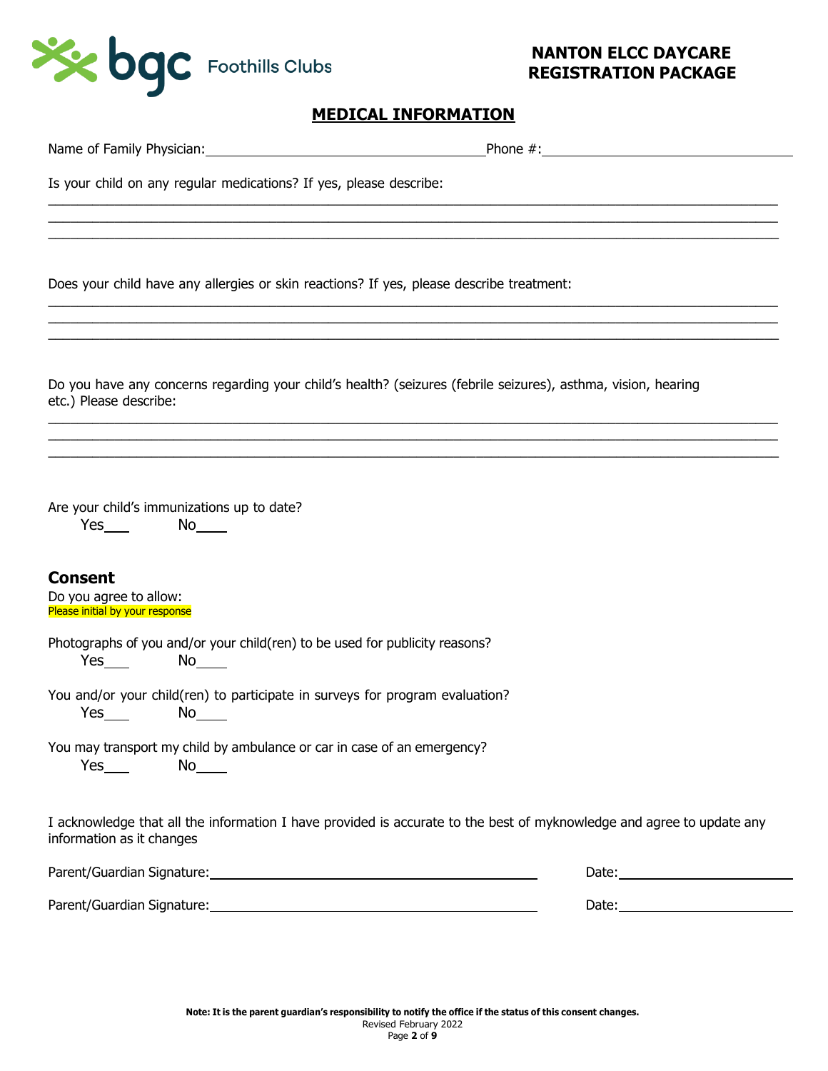**NANTON ELCC DAYCARE REGISTRATION PACKAGE**

## MEDICAL INFORMATION

Name of Family Physician:______________________________ Phone #:______________________________

Is your child on any regular medications? If yes, please describe:

______________________________________________________________________________

______________________________________________________________________________

______________________________________________________________________________

Does your child have any allergies or skin reactions? If yes, please describe treatment:

______________________________________________________________________________

______________________________________________________________________________

______________________________________________________________________________

Do you have any concerns regarding your child's health? (seizures (febrile seizures), asthma, vision, hearing etc.) Please describe:

______________________________________________________________________________

______________________________________________________________________________

______________________________________________________________________________

Are your child's immunizations up to date?

Yes___ No____

### Consent

Do you agree to allow:

Please initial by your response

Photographs of you and/or your child(ren) to be used for publicity reasons?

Yes___ No____

You and/or your child(ren) to participate in surveys for program evaluation?

Yes___ No____

You may transport my child by ambulance or car in case of an emergency?

Yes___ No____

I acknowledge that all the information I have provided is accurate to the best of myknowledge and agree to update any information as it changes

Parent/Guardian Signature:______________________________ Date:__________________

Parent/Guardian Signature:______________________________ Date:__________________

**Note: It is the parent guardian's responsibility to notify the office if the status of this consent changes.**

Revised February 2022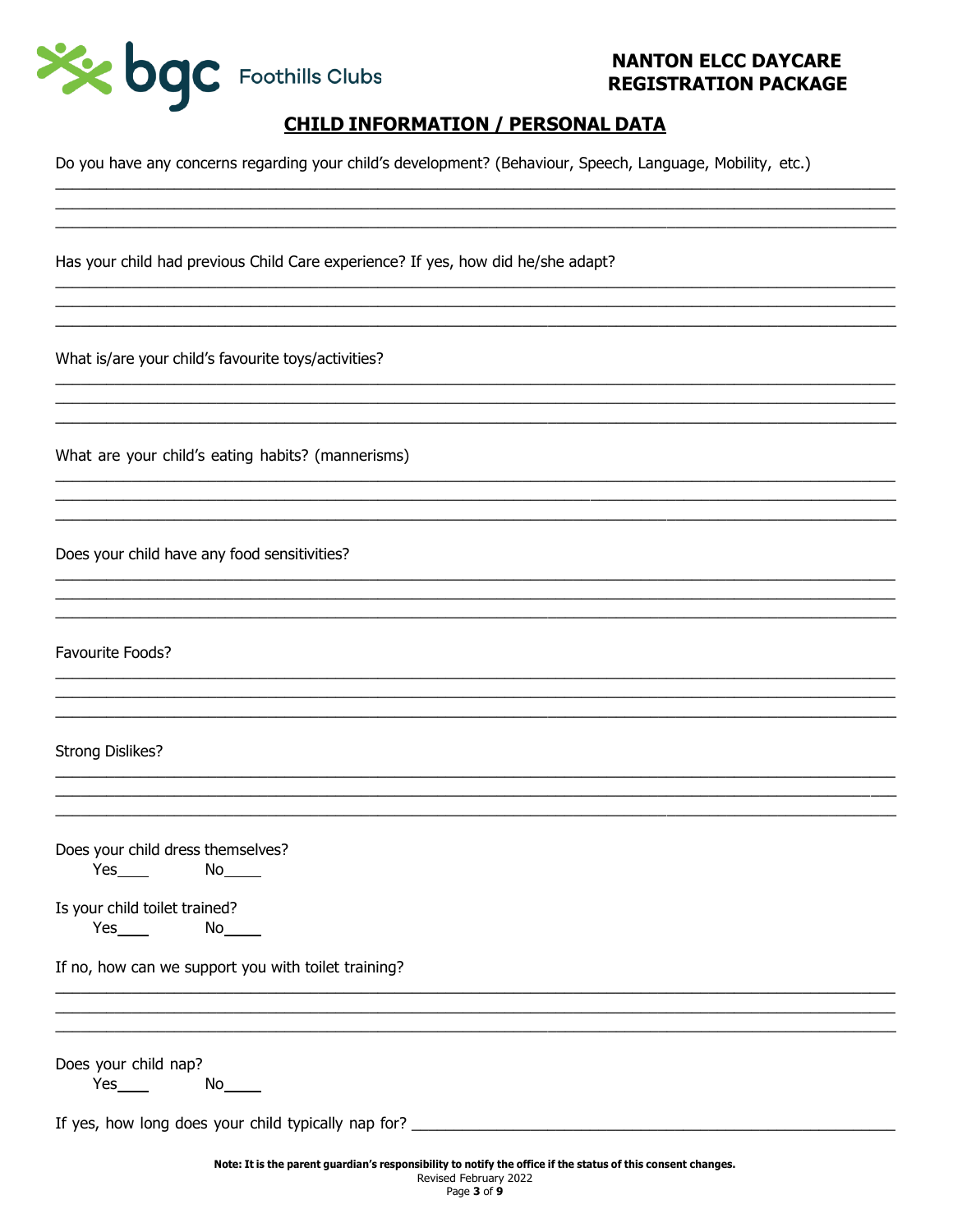**NANTON ELCC DAYCARE REGISTRATION PACKAGE**

## CHILD INFORMATION / PERSONAL DATA

Do you have any concerns regarding your child's development? (Behaviour, Speech, Language, Mobility, etc.)

______________________________________________________________________________
______________________________________________________________________________
______________________________________________________________________________

Has your child had previous Child Care experience? If yes, how did he/she adapt?

______________________________________________________________________________
______________________________________________________________________________
______________________________________________________________________________

What is/are your child's favourite toys/activities?

______________________________________________________________________________
______________________________________________________________________________
______________________________________________________________________________

What are your child's eating habits? (mannerisms)

______________________________________________________________________________
______________________________________________________________________________
______________________________________________________________________________

Does your child have any food sensitivities?

______________________________________________________________________________
______________________________________________________________________________
______________________________________________________________________________

Favourite Foods?

______________________________________________________________________________
______________________________________________________________________________
______________________________________________________________________________

Strong Dislikes?

______________________________________________________________________________
______________________________________________________________________________
______________________________________________________________________________

Does your child dress themselves?
Yes____ No____

Is your child toilet trained?
Yes____ No____

If no, how can we support you with toilet training?

______________________________________________________________________________
______________________________________________________________________________
______________________________________________________________________________

Does your child nap?
Yes____ No____

If yes, how long does your child typically nap for? ______________________________

**Note: It is the parent guardian's responsibility to notify the office if the status of this consent changes.**

Revised February 2022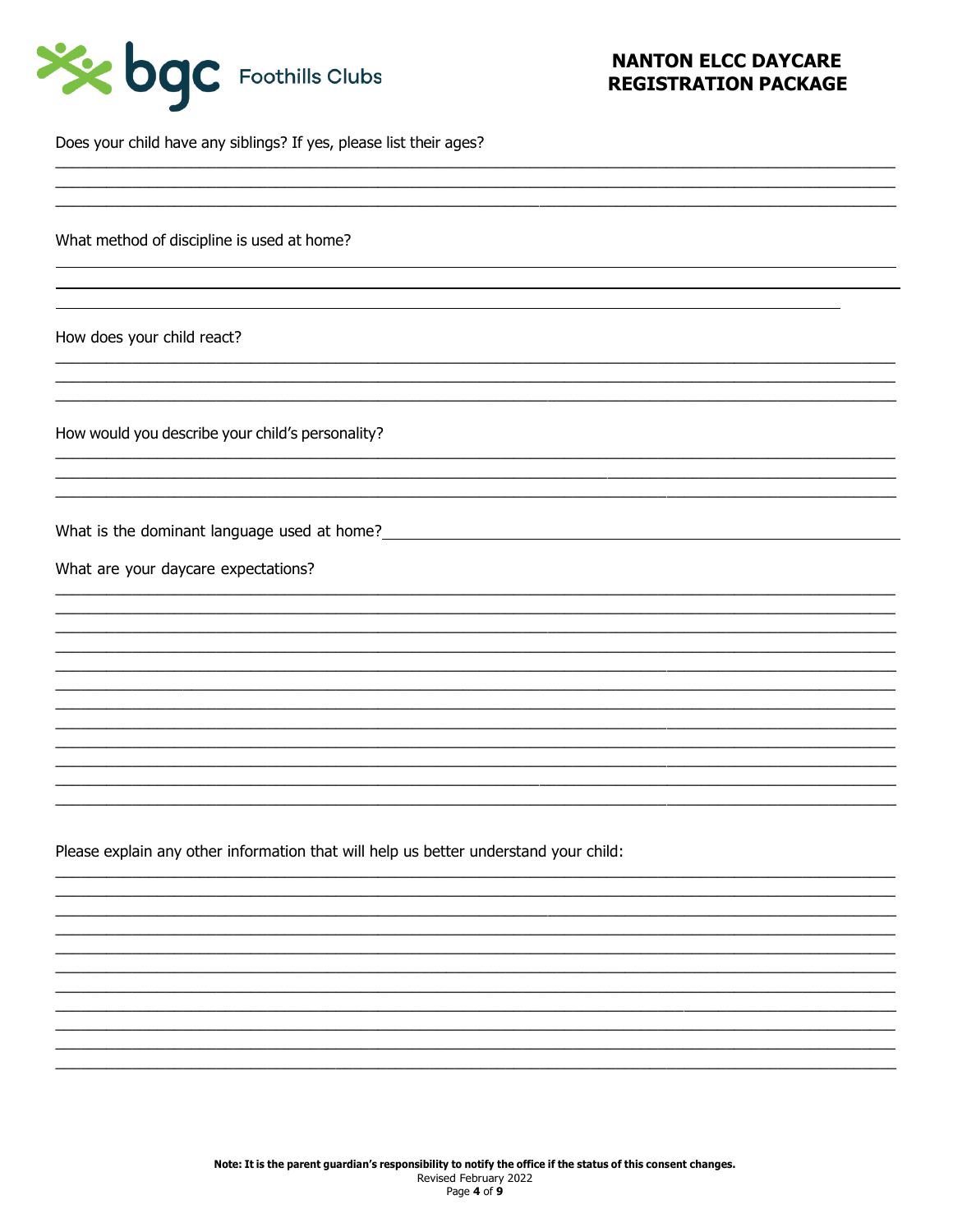Does your child have any siblings? If yes, please list their ages?

What method of discipline is used at home?

How does your child react?

How would you describe your child's personality?

What is the dominant language used at home?

What are your daycare expectations?

Please explain any other information that will help us better understand your child:

**Note: It is the parent guardian's responsibility to notify the office if the status of this consent changes.**

Revised February 2022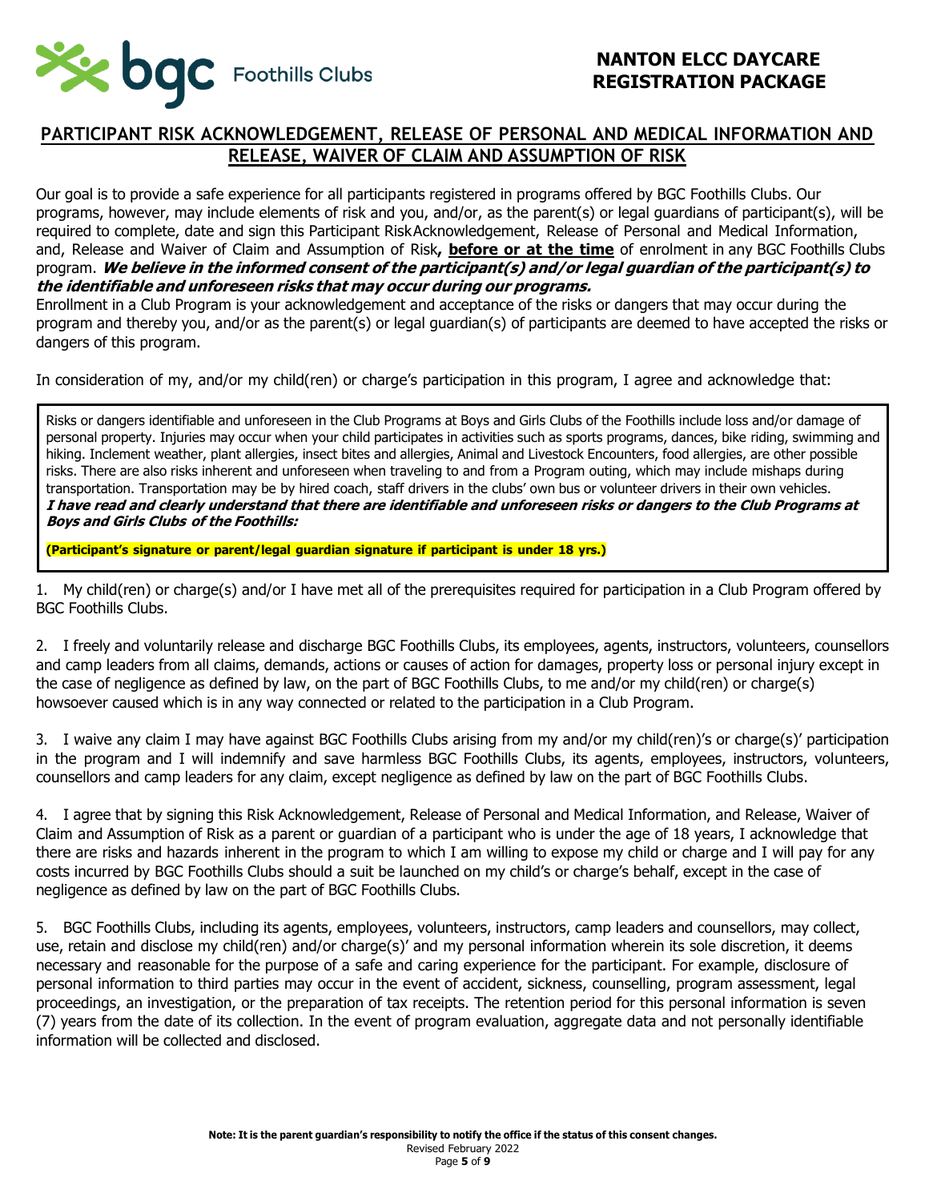# NANTON ELCC DAYCARE REGISTRATION PACKAGE

## PARTICIPANT RISK ACKNOWLEDGEMENT, RELEASE OF PERSONAL AND MEDICAL INFORMATION AND RELEASE, WAIVER OF CLAIM AND ASSUMPTION OF RISK

Our goal is to provide a safe experience for all participants registered in programs offered by BGC Foothills Clubs. Our programs, however, may include elements of risk and you, and/or, as the parent(s) or legal guardians of participant(s), will be required to complete, date and sign this Participant RiskAcknowledgement, Release of Personal and Medical Information, and, Release and Waiver of Claim and Assumption of Risk**, before or at the time** of enrolment in any BGC Foothills Clubs program. ***We believe in the informed consent of the participant(s) and/or legal guardian of the participant(s) to the identifiable and unforeseen risks that may occur during our programs.***

Enrollment in a Club Program is your acknowledgement and acceptance of the risks or dangers that may occur during the program and thereby you, and/or as the parent(s) or legal guardian(s) of participants are deemed to have accepted the risks or dangers of this program.

In consideration of my, and/or my child(ren) or charge's participation in this program, I agree and acknowledge that:

Risks or dangers identifiable and unforeseen in the Club Programs at Boys and Girls Clubs of the Foothills include loss and/or damage of personal property. Injuries may occur when your child participates in activities such as sports programs, dances, bike riding, swimming and hiking. Inclement weather, plant allergies, insect bites and allergies, Animal and Livestock Encounters, food allergies, are other possible risks. There are also risks inherent and unforeseen when traveling to and from a Program outing, which may include mishaps during transportation. Transportation may be by hired coach, staff drivers in the clubs' own bus or volunteer drivers in their own vehicles. ***I have read and clearly understand that there are identifiable and unforeseen risks or dangers to the Club Programs at Boys and Girls Clubs of the Foothills:***

**(Participant's signature or parent/legal guardian signature if participant is under 18 yrs.)**

1. My child(ren) or charge(s) and/or I have met all of the prerequisites required for participation in a Club Program offered by BGC Foothills Clubs.

2. I freely and voluntarily release and discharge BGC Foothills Clubs, its employees, agents, instructors, volunteers, counsellors and camp leaders from all claims, demands, actions or causes of action for damages, property loss or personal injury except in the case of negligence as defined by law, on the part of BGC Foothills Clubs, to me and/or my child(ren) or charge(s) howsoever caused which is in any way connected or related to the participation in a Club Program.

3. I waive any claim I may have against BGC Foothills Clubs arising from my and/or my child(ren)'s or charge(s)' participation in the program and I will indemnify and save harmless BGC Foothills Clubs, its agents, employees, instructors, volunteers, counsellors and camp leaders for any claim, except negligence as defined by law on the part of BGC Foothills Clubs.

4. I agree that by signing this Risk Acknowledgement, Release of Personal and Medical Information, and Release, Waiver of Claim and Assumption of Risk as a parent or guardian of a participant who is under the age of 18 years, I acknowledge that there are risks and hazards inherent in the program to which I am willing to expose my child or charge and I will pay for any costs incurred by BGC Foothills Clubs should a suit be launched on my child's or charge's behalf, except in the case of negligence as defined by law on the part of BGC Foothills Clubs.

5. BGC Foothills Clubs, including its agents, employees, volunteers, instructors, camp leaders and counsellors, may collect, use, retain and disclose my child(ren) and/or charge(s)' and my personal information wherein its sole discretion, it deems necessary and reasonable for the purpose of a safe and caring experience for the participant. For example, disclosure of personal information to third parties may occur in the event of accident, sickness, counselling, program assessment, legal proceedings, an investigation, or the preparation of tax receipts. The retention period for this personal information is seven (7) years from the date of its collection. In the event of program evaluation, aggregate data and not personally identifiable information will be collected and disclosed.

**Note: It is the parent guardian's responsibility to notify the office if the status of this consent changes.**

Revised February 2022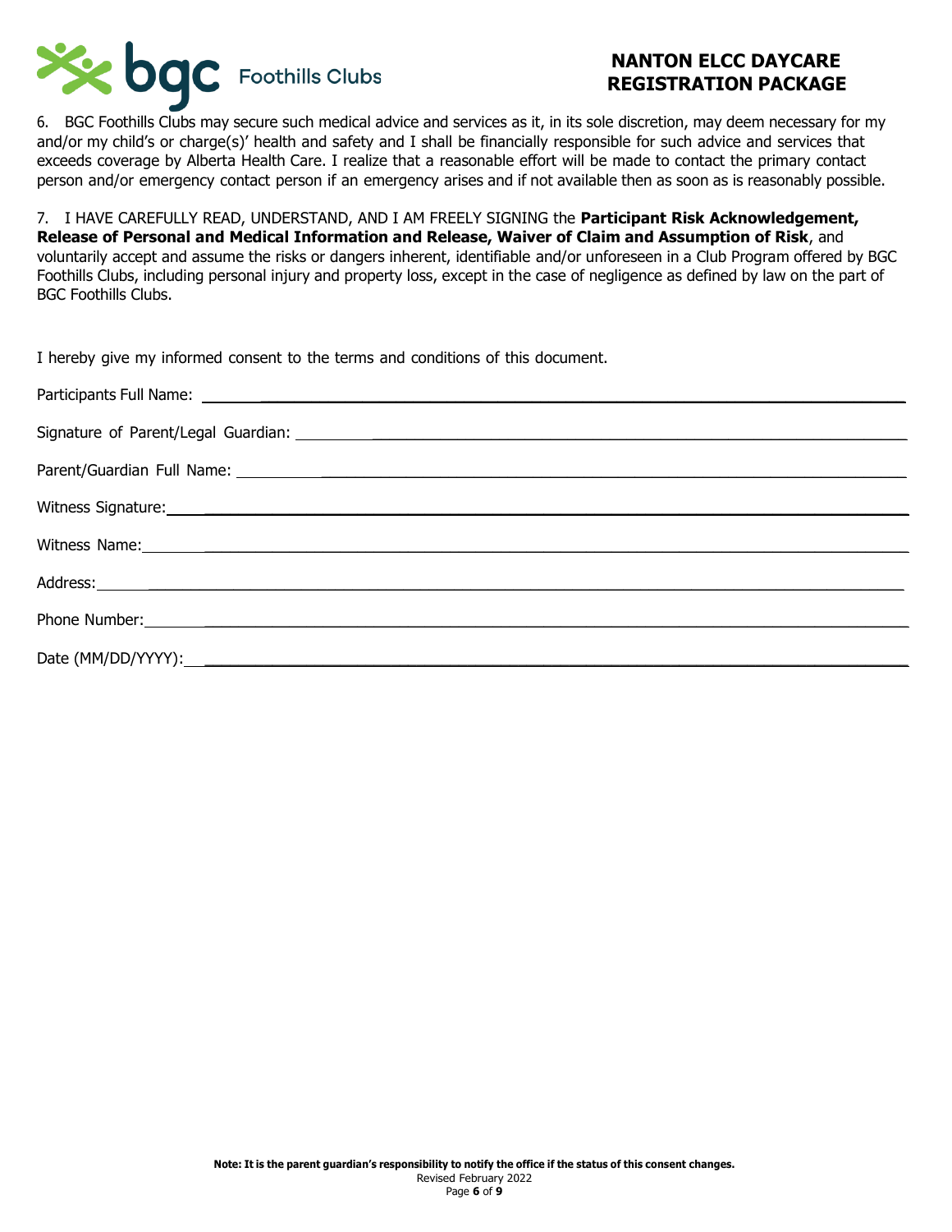6. BGC Foothills Clubs may secure such medical advice and services as it, in its sole discretion, may deem necessary for my and/or my child's or charge(s)' health and safety and I shall be financially responsible for such advice and services that exceeds coverage by Alberta Health Care. I realize that a reasonable effort will be made to contact the primary contact person and/or emergency contact person if an emergency arises and if not available then as soon as is reasonably possible.

7. I HAVE CAREFULLY READ, UNDERSTAND, AND I AM FREELY SIGNING the **Participant Risk Acknowledgement, Release of Personal and Medical Information and Release, Waiver of Claim and Assumption of Risk**, and voluntarily accept and assume the risks or dangers inherent, identifiable and/or unforeseen in a Club Program offered by BGC Foothills Clubs, including personal injury and property loss, except in the case of negligence as defined by law on the part of BGC Foothills Clubs.

I hereby give my informed consent to the terms and conditions of this document.

Participants Full Name: ______________________________

Signature of Parent/Legal Guardian: ______________________________

Parent/Guardian Full Name: ______________________________

Witness Signature: ______________________________

Witness Name: ______________________________

Address: ______________________________

Phone Number: ______________________________

Date (MM/DD/YYYY): ______________________________

**Note: It is the parent guardian's responsibility to notify the office if the status of this consent changes.**

Revised February 2022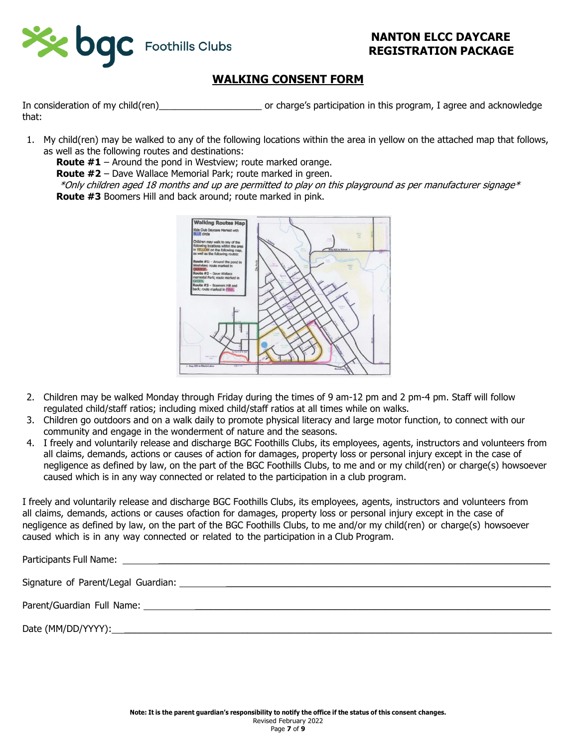**NANTON ELCC DAYCARE**
**REGISTRATION PACKAGE**

## WALKING CONSENT FORM

In consideration of my child(ren)____________________ or charge's participation in this program, I agree and acknowledge that:

1. My child(ren) may be walked to any of the following locations within the area in yellow on the attached map that follows, as well as the following routes and destinations:
   **Route #1** – Around the pond in Westview; route marked orange.
   **Route #2** – Dave Wallace Memorial Park; route marked in green.
   *\*Only children aged 18 months and up are permitted to play on this playground as per manufacturer signage\**
   **Route #3** Boomers Hill and back around; route marked in pink.
2. Children may be walked Monday through Friday during the times of 9 am-12 pm and 2 pm-4 pm. Staff will follow regulated child/staff ratios; including mixed child/staff ratios at all times while on walks.
3. Children go outdoors and on a walk daily to promote physical literacy and large motor function, to connect with our community and engage in the wonderment of nature and the seasons.
4. I freely and voluntarily release and discharge BGC Foothills Clubs, its employees, agents, instructors and volunteers from all claims, demands, actions or causes of action for damages, property loss or personal injury except in the case of negligence as defined by law, on the part of the BGC Foothills Clubs, to me and or my child(ren) or charge(s) howsoever caused which is in any way connected or related to the participation in a club program.

I freely and voluntarily release and discharge BGC Foothills Clubs, its employees, agents, instructors and volunteers from all claims, demands, actions or causes ofaction for damages, property loss or personal injury except in the case of negligence as defined by law, on the part of the BGC Foothills Clubs, to me and/or my child(ren) or charge(s) howsoever caused which is in any way connected or related to the participation in a Club Program.

Participants Full Name: ______________________________

Signature of Parent/Legal Guardian: ______________________________

Parent/Guardian Full Name: ______________________________

Date (MM/DD/YYYY): ______________________________

**Note: It is the parent guardian's responsibility to notify the office if the status of this consent changes.**
Revised February 2022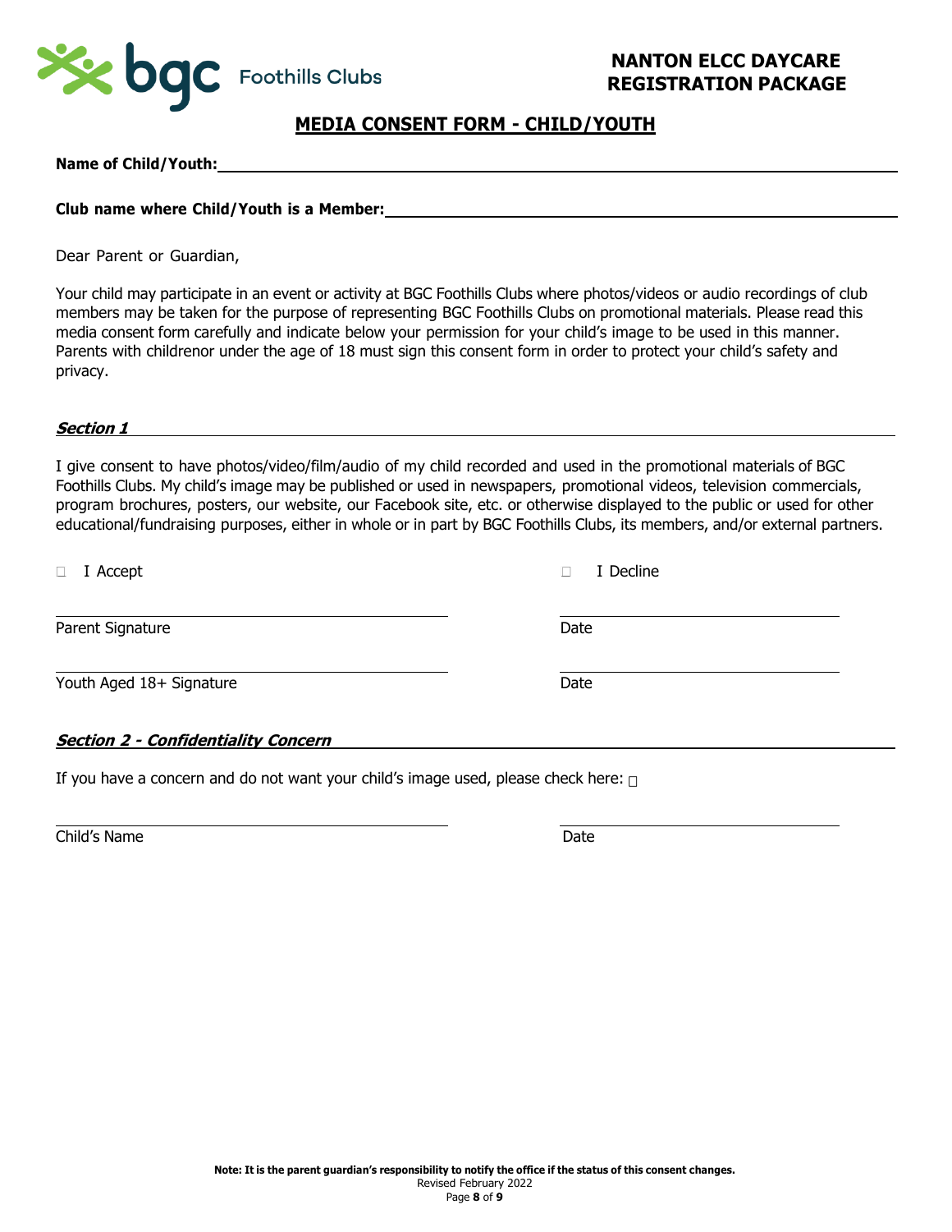**NANTON ELCC DAYCARE REGISTRATION PACKAGE**

# MEDIA CONSENT FORM - CHILD/YOUTH

**Name of Child/Youth:** ____________________

**Club name where Child/Youth is a Member:** ____________________

Dear Parent or Guardian,

Your child may participate in an event or activity at BGC Foothills Clubs where photos/videos or audio recordings of club members may be taken for the purpose of representing BGC Foothills Clubs on promotional materials. Please read this media consent form carefully and indicate below your permission for your child's image to be used in this manner. Parents with childrenor under the age of 18 must sign this consent form in order to protect your child's safety and privacy.

***Section 1***

I give consent to have photos/video/film/audio of my child recorded and used in the promotional materials of BGC Foothills Clubs. My child's image may be published or used in newspapers, promotional videos, television commercials, program brochures, posters, our website, our Facebook site, etc. or otherwise displayed to the public or used for other educational/fundraising purposes, either in whole or in part by BGC Foothills Clubs, its members, and/or external partners.

☐ I Accept ☐ I Decline

____________________ ____________________
Parent Signature Date

____________________ ____________________
Youth Aged 18+ Signature Date

***Section 2 - Confidentiality Concern***

If you have a concern and do not want your child's image used, please check here: ☐

____________________ ____________________
Child's Name Date

**Note: It is the parent guardian's responsibility to notify the office if the status of this consent changes.**

Revised February 2022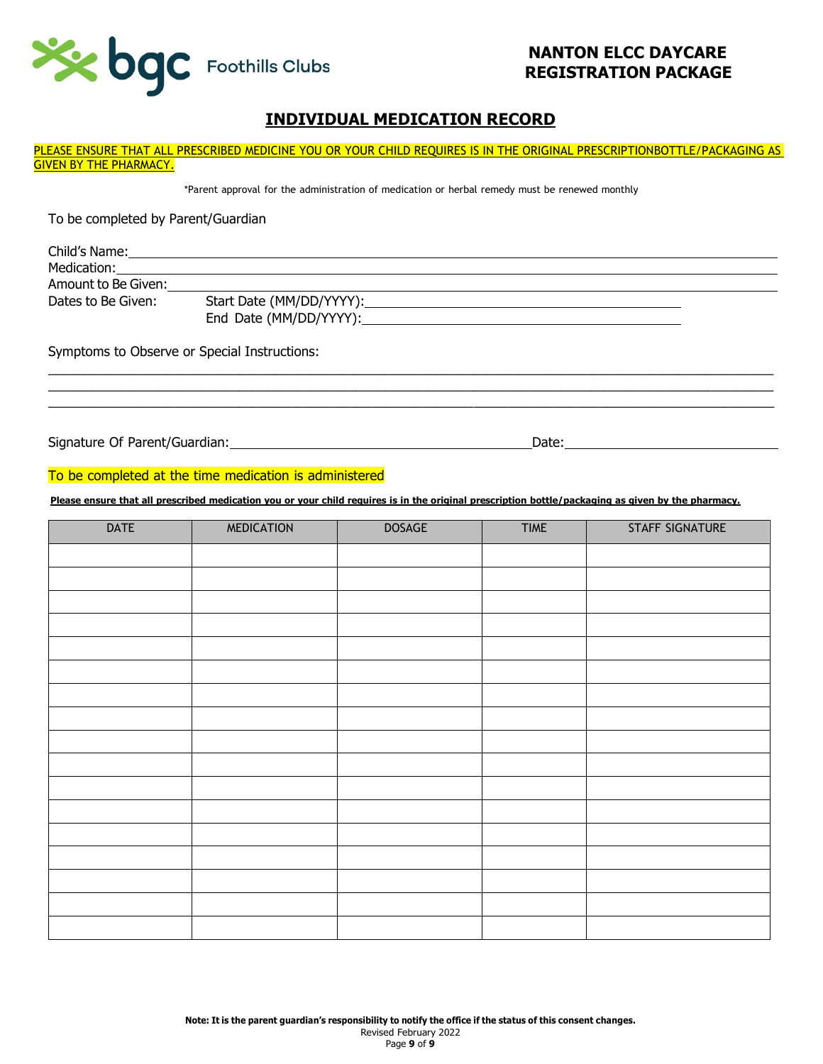# NANTON ELCC DAYCARE REGISTRATION PACKAGE

## INDIVIDUAL MEDICATION RECORD

PLEASE ENSURE THAT ALL PRESCRIBED MEDICINE YOU OR YOUR CHILD REQUIRES IS IN THE ORIGINAL PRESCRIPTIONBOTTLE/PACKAGING AS GIVEN BY THE PHARMACY.

*Parent approval for the administration of medication or herbal remedy must be renewed monthly

To be completed by Parent/Guardian

Child's Name:\_\_\_\_\_\_\_\_\_\_\_\_\_\_\_\_\_\_\_\_\_\_\_\_\_\_\_\_\_\_\_\_\_\_\_\_\_\_\_\_

Medication:\_\_\_\_\_\_\_\_\_\_\_\_\_\_\_\_\_\_\_\_\_\_\_\_\_\_\_\_\_\_\_\_\_\_\_\_\_\_\_\_

Amount to Be Given:\_\_\_\_\_\_\_\_\_\_\_\_\_\_\_\_\_\_\_\_\_\_\_\_\_\_\_\_\_\_\_\_\_\_\_\_\_\_\_\_

Dates to Be Given: Start Date (MM/DD/YYYY):\_\_\_\_\_\_\_\_\_\_\_\_\_\_\_\_\_\_\_\_\_\_\_\_

End Date (MM/DD/YYYY):\_\_\_\_\_\_\_\_\_\_\_\_\_\_\_\_\_\_\_\_\_\_\_\_

Symptoms to Observe or Special Instructions:

\_\_\_\_\_\_\_\_\_\_\_\_\_\_\_\_\_\_\_\_\_\_\_\_\_\_\_\_\_\_\_\_\_\_\_\_\_\_\_\_\_\_\_\_\_\_\_\_\_\_\_\_\_\_\_\_\_\_\_\_

\_\_\_\_\_\_\_\_\_\_\_\_\_\_\_\_\_\_\_\_\_\_\_\_\_\_\_\_\_\_\_\_\_\_\_\_\_\_\_\_\_\_\_\_\_\_\_\_\_\_\_\_\_\_\_\_\_\_\_\_

\_\_\_\_\_\_\_\_\_\_\_\_\_\_\_\_\_\_\_\_\_\_\_\_\_\_\_\_\_\_\_\_\_\_\_\_\_\_\_\_\_\_\_\_\_\_\_\_\_\_\_\_\_\_\_\_\_\_\_\_

Signature Of Parent/Guardian:\_\_\_\_\_\_\_\_\_\_\_\_\_\_\_\_\_\_\_\_\_\_\_\_\_\_\_\_ Date:\_\_\_\_\_\_\_\_\_\_\_\_\_\_\_\_\_\_\_\_

To be completed at the time medication is administered

**Please ensure that all prescribed medication you or your child requires is in the original prescription bottle/packaging as given by the pharmacy.**

| DATE | MEDICATION | DOSAGE | TIME | STAFF SIGNATURE |
|---|---|---|---|---|
| | | | | |
| | | | | |
| | | | | |
| | | | | |
| | | | | |
| | | | | |
| | | | | |
| | | | | |
| | | | | |
| | | | | |
| | | | | |
| | | | | |
| | | | | |
| | | | | |
| | | | | |
| | | | | |
| | | | | |

**Note: It is the parent guardian's responsibility to notify the office if the status of this consent changes.**

Revised February 2022